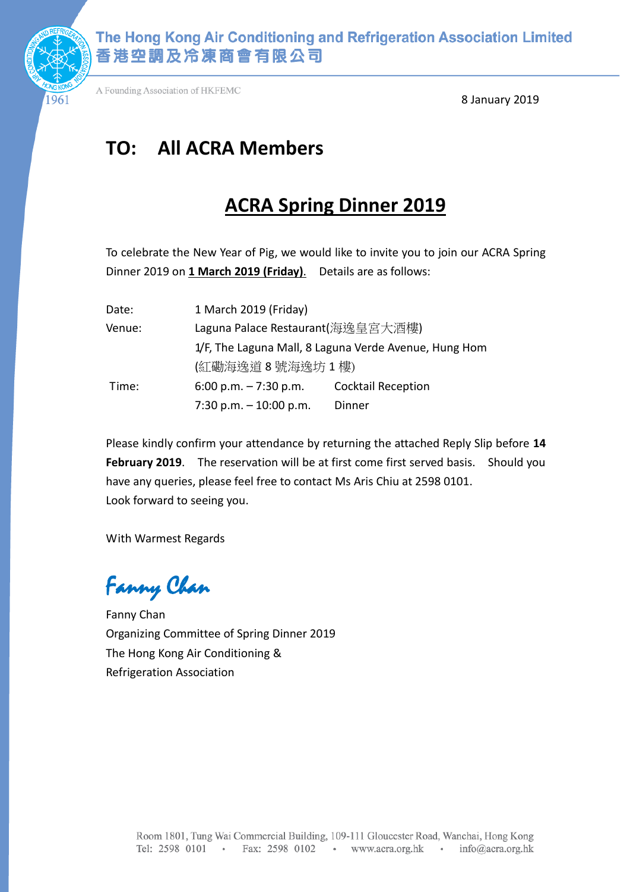The Hong Kong Air Conditioning and Refrigeration Association Limited
香港空調及冷凍商會有限公司

A Founding Association of HKFEMC

1961

8 January 2019

# TO: All ACRA Members

## ACRA Spring Dinner 2019

To celebrate the New Year of Pig, we would like to invite you to join our ACRA Spring Dinner 2019 on **1 March 2019 (Friday)**. Details are as follows:

| | | |
|---|---|---|
| Date: | 1 March 2019 (Friday) | |
| Venue: | Laguna Palace Restaurant(海逸皇宮大酒樓) | |
| | 1/F, The Laguna Mall, 8 Laguna Verde Avenue, Hung Hom | |
| | (紅磡海逸道 8 號海逸坊 1 樓) | |
| Time: | 6:00 p.m. – 7:30 p.m. | Cocktail Reception |
| | 7:30 p.m. – 10:00 p.m. | Dinner |

Please kindly confirm your attendance by returning the attached Reply Slip before **14 February 2019**. The reservation will be at first come first served basis. Should you have any queries, please feel free to contact Ms Aris Chiu at 2598 0101.
Look forward to seeing you.

With Warmest Regards

*Fanny Chan*

Fanny Chan
Organizing Committee of Spring Dinner 2019
The Hong Kong Air Conditioning &
Refrigeration Association

Room 1801, Tung Wai Commercial Building, 109-111 Gloucester Road, Wanchai, Hong Kong
Tel: 2598 0101 • Fax: 2598 0102 • www.acra.org.hk • info@acra.org.hk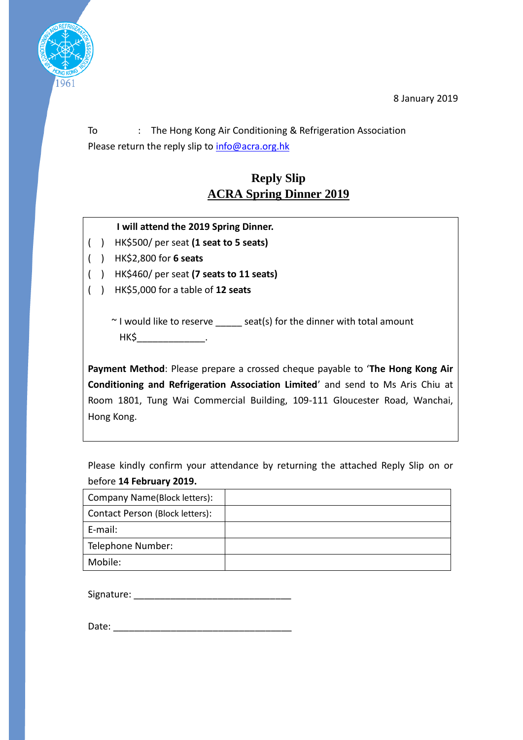8 January 2019

To : The Hong Kong Air Conditioning & Refrigeration Association

Please return the reply slip to info@acra.org.hk

# Reply Slip

## ACRA Spring Dinner 2019

**I will attend the 2019 Spring Dinner.**

( ) HK$500/ per seat **(1 seat to 5 seats)**

( ) HK$2,800 for **6 seats**

( ) HK$460/ per seat **(7 seats to 11 seats)**

( ) HK$5,000 for a table of **12 seats**

~ I would like to reserve _____ seat(s) for the dinner with total amount HK$_____________.

**Payment Method**: Please prepare a crossed cheque payable to '**The Hong Kong Air Conditioning and Refrigeration Association Limited**' and send to Ms Aris Chiu at Room 1801, Tung Wai Commercial Building, 109-111 Gloucester Road, Wanchai, Hong Kong.

Please kindly confirm your attendance by returning the attached Reply Slip on or before **14 February 2019.**

| Company Name(Block letters): | |
|---|---|
| Contact Person (Block letters): | |
| E-mail: | |
| Telephone Number: | |
| Mobile: | |

Signature: ______________________________

Date: __________________________________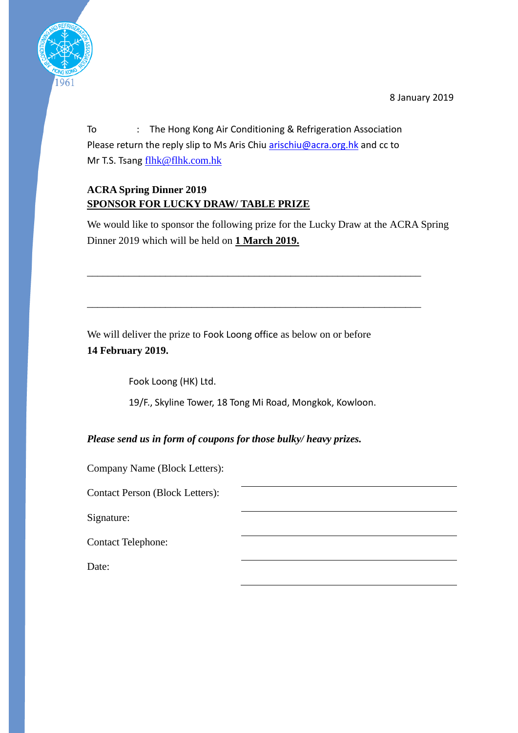8 January 2019

To : The Hong Kong Air Conditioning & Refrigeration Association
Please return the reply slip to Ms Aris Chiu arischiu@acra.org.hk and cc to
Mr T.S. Tsang flhk@flhk.com.hk

**ACRA Spring Dinner 2019**
**SPONSOR FOR LUCKY DRAW/ TABLE PRIZE**

We would like to sponsor the following prize for the Lucky Draw at the ACRA Spring Dinner 2019 which will be held on **1 March 2019.**

\_\_\_\_\_\_\_\_\_\_\_\_\_\_\_\_\_\_\_\_\_\_\_\_\_\_\_\_\_\_\_\_\_\_\_\_\_\_\_\_\_\_\_\_\_\_\_\_\_\_\_\_\_\_\_\_\_\_

\_\_\_\_\_\_\_\_\_\_\_\_\_\_\_\_\_\_\_\_\_\_\_\_\_\_\_\_\_\_\_\_\_\_\_\_\_\_\_\_\_\_\_\_\_\_\_\_\_\_\_\_\_\_\_\_\_\_

We will deliver the prize to Fook Loong office as below on or before
**14 February 2019.**

Fook Loong (HK) Ltd.

19/F., Skyline Tower, 18 Tong Mi Road, Mongkok, Kowloon.

***Please send us in form of coupons for those bulky/ heavy prizes.***

Company Name (Block Letters): \_\_\_\_\_\_\_\_\_\_\_\_\_\_\_\_\_\_\_\_\_\_\_\_\_\_\_\_

Contact Person (Block Letters): \_\_\_\_\_\_\_\_\_\_\_\_\_\_\_\_\_\_\_\_\_\_\_\_\_\_\_\_

Signature: \_\_\_\_\_\_\_\_\_\_\_\_\_\_\_\_\_\_\_\_\_\_\_\_\_\_\_\_

Contact Telephone: \_\_\_\_\_\_\_\_\_\_\_\_\_\_\_\_\_\_\_\_\_\_\_\_\_\_\_\_

Date: \_\_\_\_\_\_\_\_\_\_\_\_\_\_\_\_\_\_\_\_\_\_\_\_\_\_\_\_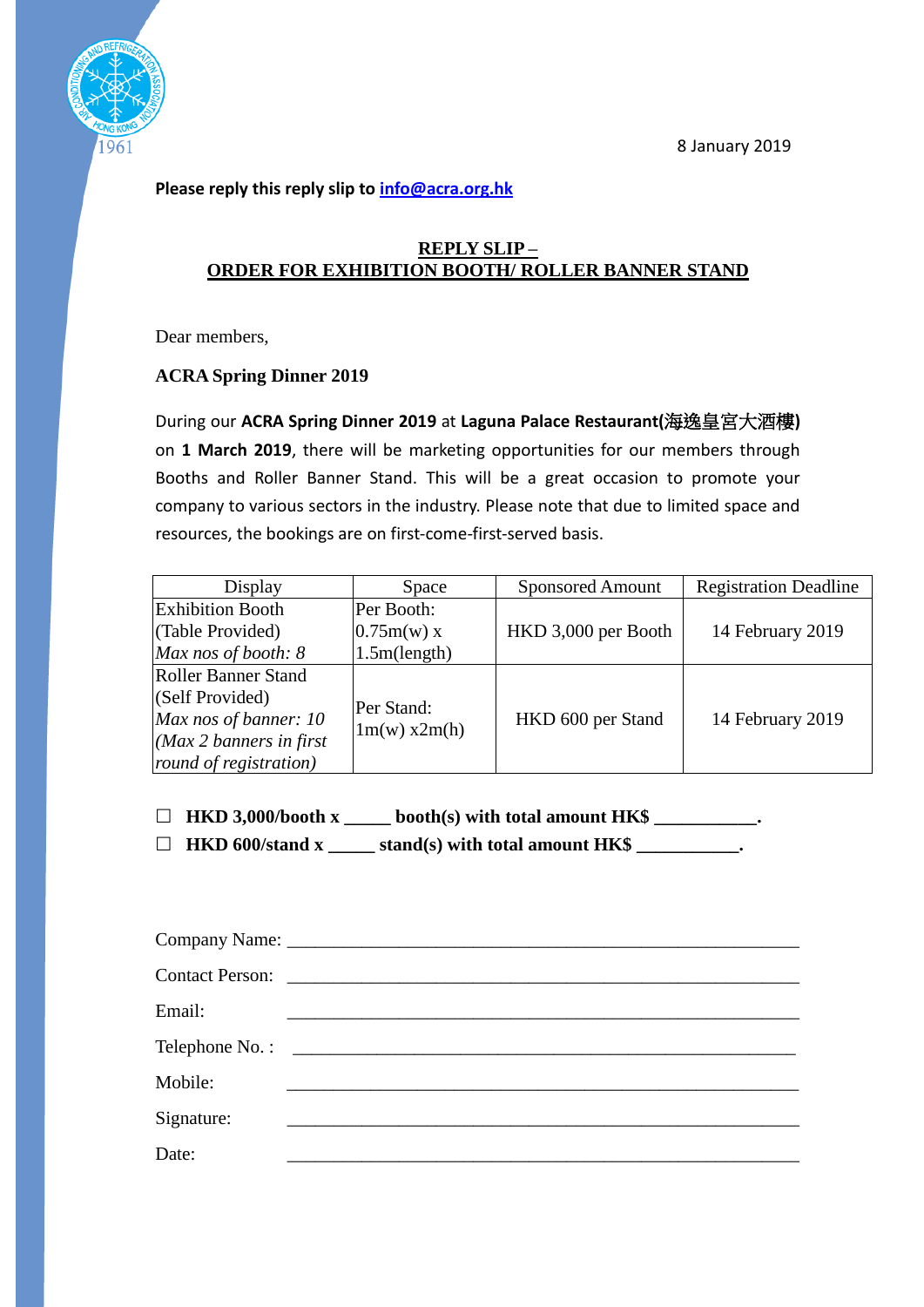8 January 2019

**Please reply this reply slip to info@acra.org.hk**

## REPLY SLIP –
## ORDER FOR EXHIBITION BOOTH/ ROLLER BANNER STAND

Dear members,

**ACRA Spring Dinner 2019**

During our **ACRA Spring Dinner 2019** at **Laguna Palace Restaurant(海逸皇宮大酒樓)** on **1 March 2019**, there will be marketing opportunities for our members through Booths and Roller Banner Stand. This will be a great occasion to promote your company to various sectors in the industry. Please note that due to limited space and resources, the bookings are on first-come-first-served basis.

| Display | Space | Sponsored Amount | Registration Deadline |
|---|---|---|---|
| Exhibition Booth (Table Provided) *Max nos of booth: 8* | Per Booth: 0.75m(w) x 1.5m(length) | HKD 3,000 per Booth | 14 February 2019 |
| Roller Banner Stand (Self Provided) *Max nos of banner: 10 (Max 2 banners in first round of registration)* | Per Stand: 1m(w) x2m(h) | HKD 600 per Stand | 14 February 2019 |

☐ **HKD 3,000/booth x _____ booth(s) with total amount HK$ ___________.**

☐ **HKD 600/stand x _____ stand(s) with total amount HK$ ___________.**

Company Name: ____________________________________________________

Contact Person: ____________________________________________________

Email: ____________________________________________________

Telephone No. : ____________________________________________________

Mobile: ____________________________________________________

Signature: ____________________________________________________

Date: ____________________________________________________